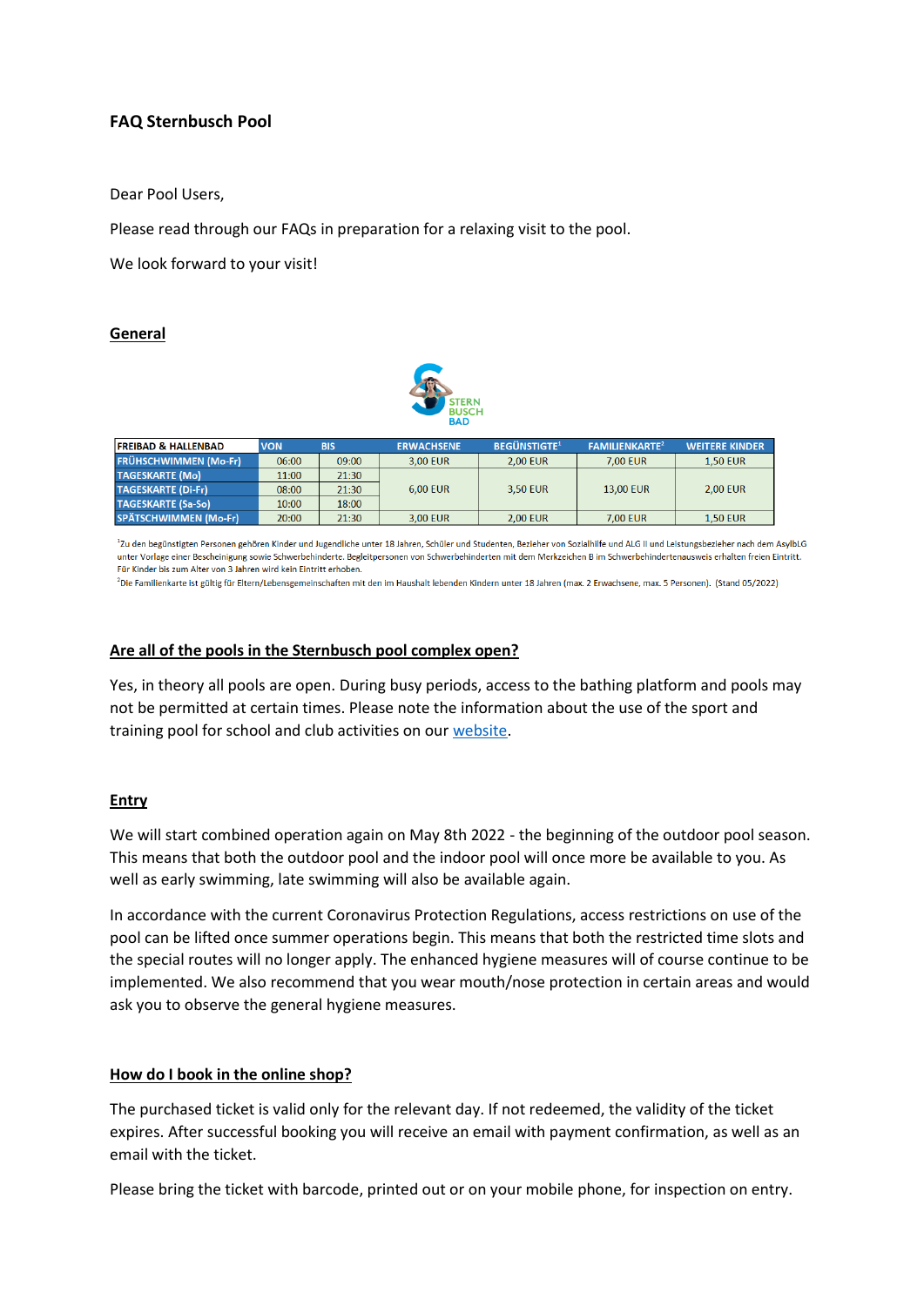**FAQ Sternbusch Pool**

Dear Pool Users,

Please read through our FAQs in preparation for a relaxing visit to the pool.

We look forward to your visit!

## General

STERN BUSCH BAD

| FREIBAD & HALLENBAD | VON | BIS | ERWACHSENE | BEGÜNSTIGTE[1] | FAMILIENKARTE[2] | WEITERE KINDER |
|---|---|---|---|---|---|---|
| FRÜHSCHWIMMEN (Mo-Fr) | 06:00 | 09:00 | 3,00 EUR | 2,00 EUR | 7,00 EUR | 1,50 EUR |
| TAGESKARTE (Mo) | 11:00 | 21:30 | 6,00 EUR | 3,50 EUR | 13,00 EUR | 2,00 EUR |
| TAGESKARTE (Di-Fr) | 08:00 | 21:30 | | | | |
| TAGESKARTE (Sa-So) | 10:00 | 18:00 | | | | |
| SPÄTSCHWIMMEN (Mo-Fr) | 20:00 | 21:30 | 3,00 EUR | 2,00 EUR | 7,00 EUR | 1,50 EUR |

[1]Zu den begünstigten Personen gehören Kinder und Jugendliche unter 18 Jahren, Schüler und Studenten, Bezieher von Sozialhilfe und ALG II und Leistungsbezieher nach dem AsylbLG unter Vorlage einer Bescheinigung sowie Schwerbehinderte. Begleitpersonen von Schwerbehinderten mit dem Merkzeichen B im Schwerbehindertenausweis erhalten freien Eintritt. Für Kinder bis zum Alter von 3 Jahren wird kein Eintritt erhoben.

[2]Die Familienkarte ist gültig für Eltern/Lebensgemeinschaften mit den im Haushalt lebenden Kindern unter 18 Jahren (max. 2 Erwachsene, max. 5 Personen). (Stand 05/2022)

## Are all of the pools in the Sternbusch pool complex open?

Yes, in theory all pools are open. During busy periods, access to the bathing platform and pools may not be permitted at certain times. Please note the information about the use of the sport and training pool for school and club activities on our website.

## Entry

We will start combined operation again on May 8th 2022 - the beginning of the outdoor pool season. This means that both the outdoor pool and the indoor pool will once more be available to you. As well as early swimming, late swimming will also be available again.

In accordance with the current Coronavirus Protection Regulations, access restrictions on use of the pool can be lifted once summer operations begin. This means that both the restricted time slots and the special routes will no longer apply. The enhanced hygiene measures will of course continue to be implemented. We also recommend that you wear mouth/nose protection in certain areas and would ask you to observe the general hygiene measures.

## How do I book in the online shop?

The purchased ticket is valid only for the relevant day. If not redeemed, the validity of the ticket expires. After successful booking you will receive an email with payment confirmation, as well as an email with the ticket.

Please bring the ticket with barcode, printed out or on your mobile phone, for inspection on entry.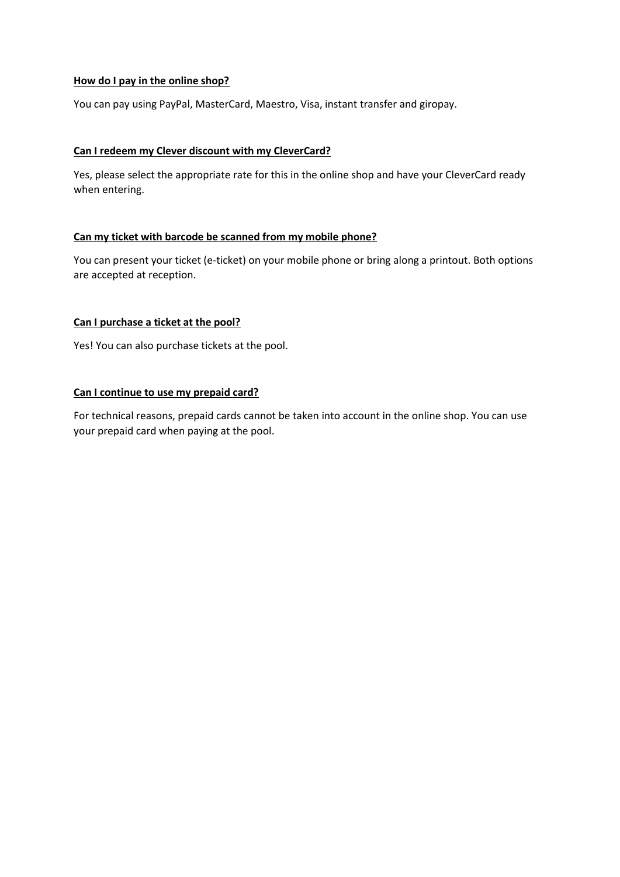**How do I pay in the online shop?**

You can pay using PayPal, MasterCard, Maestro, Visa, instant transfer and giropay.

**Can I redeem my Clever discount with my CleverCard?**

Yes, please select the appropriate rate for this in the online shop and have your CleverCard ready when entering.

**Can my ticket with barcode be scanned from my mobile phone?**

You can present your ticket (e-ticket) on your mobile phone or bring along a printout. Both options are accepted at reception.

**Can I purchase a ticket at the pool?**

Yes! You can also purchase tickets at the pool.

**Can I continue to use my prepaid card?**

For technical reasons, prepaid cards cannot be taken into account in the online shop. You can use your prepaid card when paying at the pool.